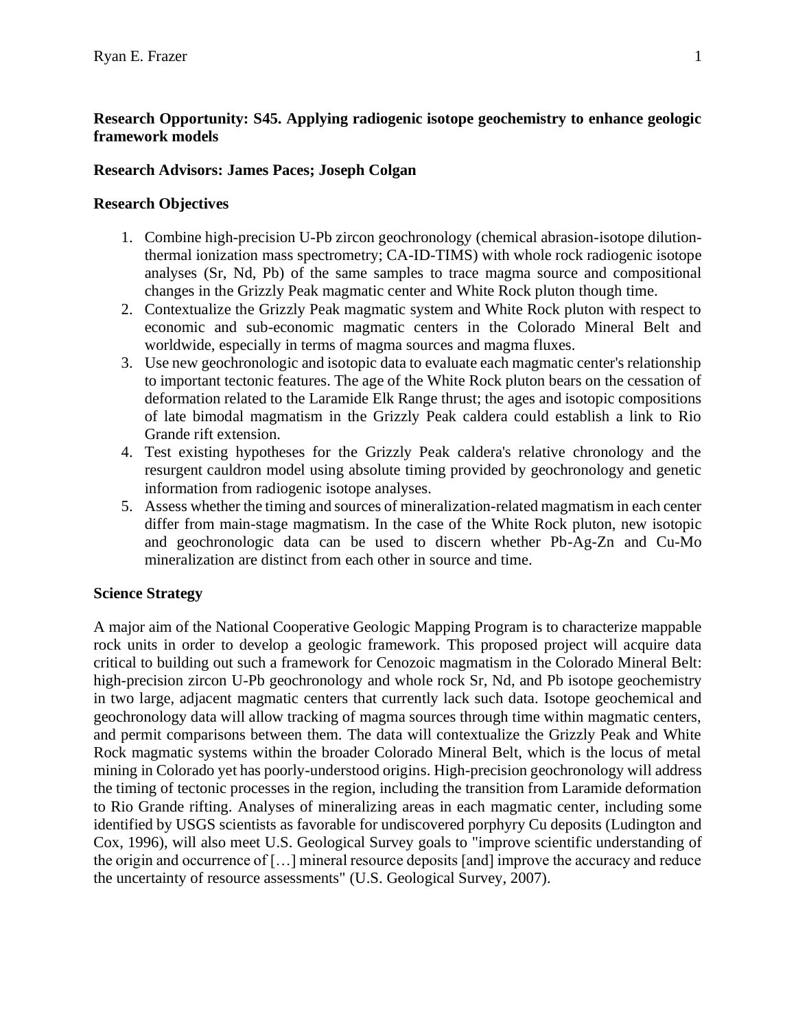**Research Opportunity: S45. Applying radiogenic isotope geochemistry to enhance geologic framework models**

**Research Advisors: James Paces; Joseph Colgan**

**Research Objectives**

1. Combine high-precision U-Pb zircon geochronology (chemical abrasion-isotope dilution-thermal ionization mass spectrometry; CA-ID-TIMS) with whole rock radiogenic isotope analyses (Sr, Nd, Pb) of the same samples to trace magma source and compositional changes in the Grizzly Peak magmatic center and White Rock pluton though time.
2. Contextualize the Grizzly Peak magmatic system and White Rock pluton with respect to economic and sub-economic magmatic centers in the Colorado Mineral Belt and worldwide, especially in terms of magma sources and magma fluxes.
3. Use new geochronologic and isotopic data to evaluate each magmatic center's relationship to important tectonic features. The age of the White Rock pluton bears on the cessation of deformation related to the Laramide Elk Range thrust; the ages and isotopic compositions of late bimodal magmatism in the Grizzly Peak caldera could establish a link to Rio Grande rift extension.
4. Test existing hypotheses for the Grizzly Peak caldera's relative chronology and the resurgent cauldron model using absolute timing provided by geochronology and genetic information from radiogenic isotope analyses.
5. Assess whether the timing and sources of mineralization-related magmatism in each center differ from main-stage magmatism. In the case of the White Rock pluton, new isotopic and geochronologic data can be used to discern whether Pb-Ag-Zn and Cu-Mo mineralization are distinct from each other in source and time.

**Science Strategy**

A major aim of the National Cooperative Geologic Mapping Program is to characterize mappable rock units in order to develop a geologic framework. This proposed project will acquire data critical to building out such a framework for Cenozoic magmatism in the Colorado Mineral Belt: high-precision zircon U-Pb geochronology and whole rock Sr, Nd, and Pb isotope geochemistry in two large, adjacent magmatic centers that currently lack such data. Isotope geochemical and geochronology data will allow tracking of magma sources through time within magmatic centers, and permit comparisons between them. The data will contextualize the Grizzly Peak and White Rock magmatic systems within the broader Colorado Mineral Belt, which is the locus of metal mining in Colorado yet has poorly-understood origins. High-precision geochronology will address the timing of tectonic processes in the region, including the transition from Laramide deformation to Rio Grande rifting. Analyses of mineralizing areas in each magmatic center, including some identified by USGS scientists as favorable for undiscovered porphyry Cu deposits (Ludington and Cox, 1996), will also meet U.S. Geological Survey goals to "improve scientific understanding of the origin and occurrence of […] mineral resource deposits [and] improve the accuracy and reduce the uncertainty of resource assessments" (U.S. Geological Survey, 2007).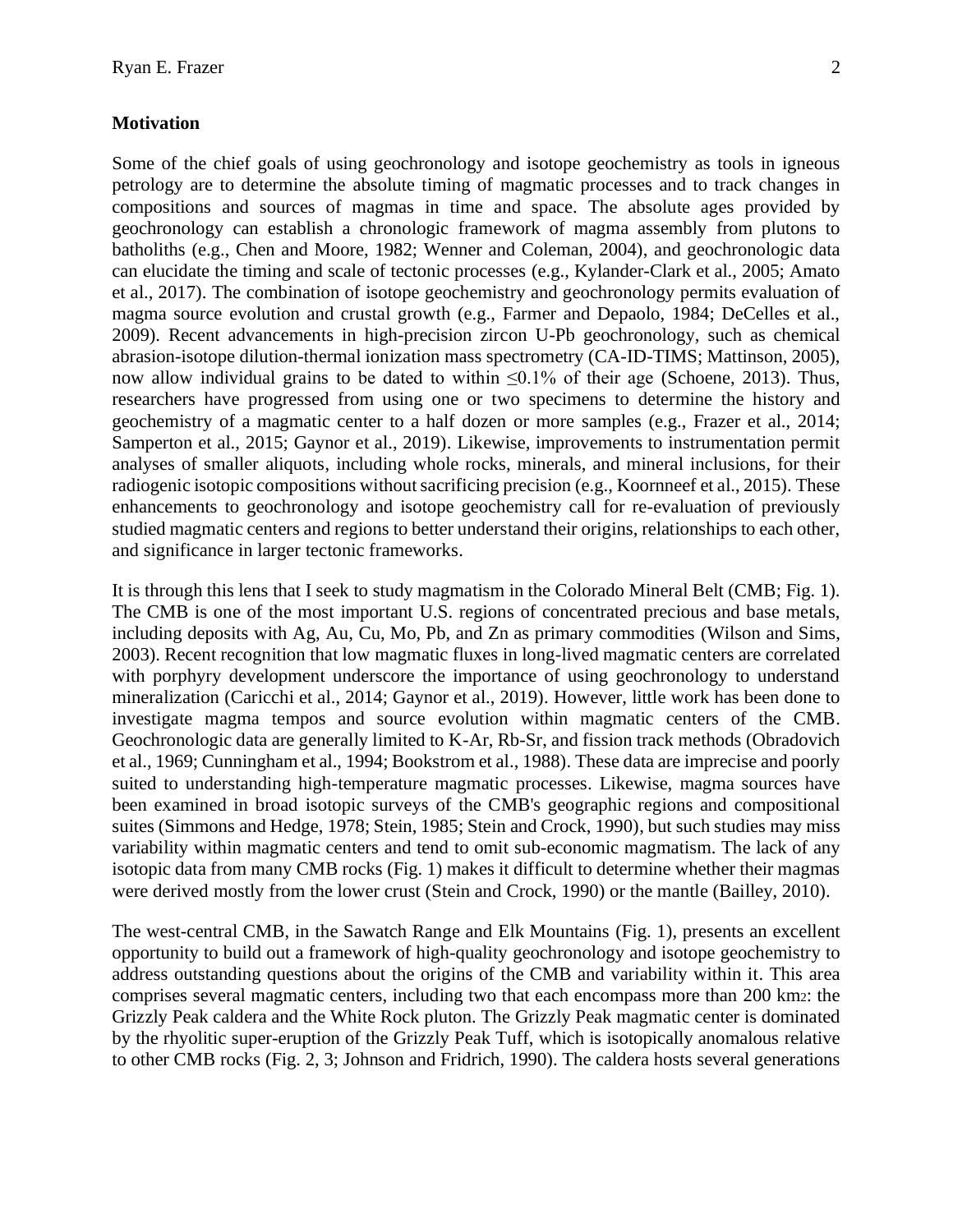## Motivation

Some of the chief goals of using geochronology and isotope geochemistry as tools in igneous petrology are to determine the absolute timing of magmatic processes and to track changes in compositions and sources of magmas in time and space. The absolute ages provided by geochronology can establish a chronologic framework of magma assembly from plutons to batholiths (e.g., Chen and Moore, 1982; Wenner and Coleman, 2004), and geochronologic data can elucidate the timing and scale of tectonic processes (e.g., Kylander-Clark et al., 2005; Amato et al., 2017). The combination of isotope geochemistry and geochronology permits evaluation of magma source evolution and crustal growth (e.g., Farmer and Depaolo, 1984; DeCelles et al., 2009). Recent advancements in high-precision zircon U-Pb geochronology, such as chemical abrasion-isotope dilution-thermal ionization mass spectrometry (CA-ID-TIMS; Mattinson, 2005), now allow individual grains to be dated to within $\leq$0.1% of their age (Schoene, 2013). Thus, researchers have progressed from using one or two specimens to determine the history and geochemistry of a magmatic center to a half dozen or more samples (e.g., Frazer et al., 2014; Samperton et al., 2015; Gaynor et al., 2019). Likewise, improvements to instrumentation permit analyses of smaller aliquots, including whole rocks, minerals, and mineral inclusions, for their radiogenic isotopic compositions without sacrificing precision (e.g., Koornneef et al., 2015). These enhancements to geochronology and isotope geochemistry call for re-evaluation of previously studied magmatic centers and regions to better understand their origins, relationships to each other, and significance in larger tectonic frameworks.

It is through this lens that I seek to study magmatism in the Colorado Mineral Belt (CMB; Fig. 1). The CMB is one of the most important U.S. regions of concentrated precious and base metals, including deposits with Ag, Au, Cu, Mo, Pb, and Zn as primary commodities (Wilson and Sims, 2003). Recent recognition that low magmatic fluxes in long-lived magmatic centers are correlated with porphyry development underscore the importance of using geochronology to understand mineralization (Caricchi et al., 2014; Gaynor et al., 2019). However, little work has been done to investigate magma tempos and source evolution within magmatic centers of the CMB. Geochronologic data are generally limited to K-Ar, Rb-Sr, and fission track methods (Obradovich et al., 1969; Cunningham et al., 1994; Bookstrom et al., 1988). These data are imprecise and poorly suited to understanding high-temperature magmatic processes. Likewise, magma sources have been examined in broad isotopic surveys of the CMB's geographic regions and compositional suites (Simmons and Hedge, 1978; Stein, 1985; Stein and Crock, 1990), but such studies may miss variability within magmatic centers and tend to omit sub-economic magmatism. The lack of any isotopic data from many CMB rocks (Fig. 1) makes it difficult to determine whether their magmas were derived mostly from the lower crust (Stein and Crock, 1990) or the mantle (Bailley, 2010).

The west-central CMB, in the Sawatch Range and Elk Mountains (Fig. 1), presents an excellent opportunity to build out a framework of high-quality geochronology and isotope geochemistry to address outstanding questions about the origins of the CMB and variability within it. This area comprises several magmatic centers, including two that each encompass more than 200 $km^2$: the Grizzly Peak caldera and the White Rock pluton. The Grizzly Peak magmatic center is dominated by the rhyolitic super-eruption of the Grizzly Peak Tuff, which is isotopically anomalous relative to other CMB rocks (Fig. 2, 3; Johnson and Fridrich, 1990). The caldera hosts several generations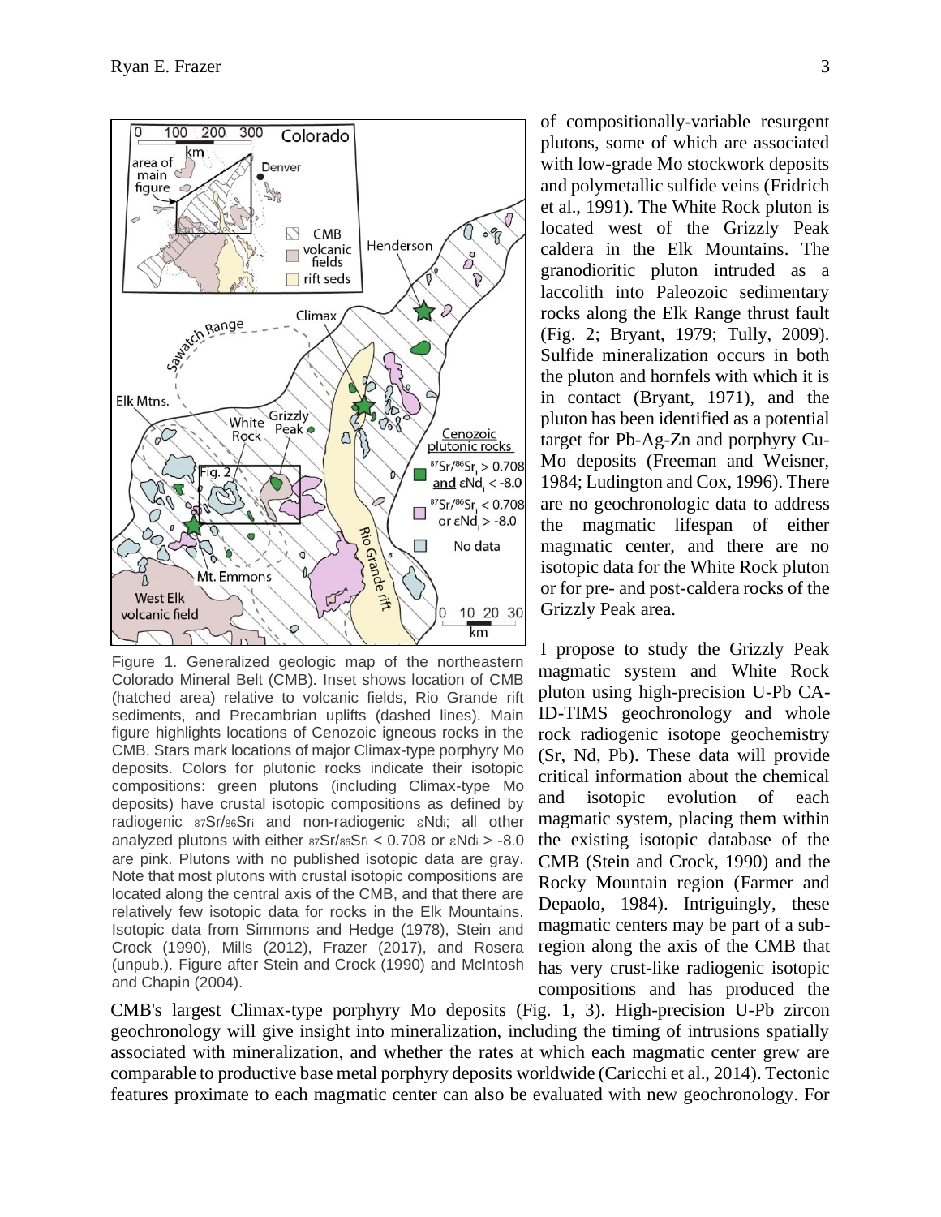Figure 1. Generalized geologic map of the northeastern Colorado Mineral Belt (CMB). Inset shows location of CMB (hatched area) relative to volcanic fields, Rio Grande rift sediments, and Precambrian uplifts (dashed lines). Main figure highlights locations of Cenozoic igneous rocks in the CMB. Stars mark locations of major Climax-type porphyry Mo deposits. Colors for plutonic rocks indicate their isotopic compositions: green plutons (including Climax-type Mo deposits) have crustal isotopic compositions as defined by radiogenic $^{87}Sr/^{86}Sr_i$ and non-radiogenic $\varepsilon Nd_i$; all other analyzed plutons with either $^{87}Sr/^{86}Sr_i < 0.708$ or $\varepsilon Nd_i > -8.0$ are pink. Plutons with no published isotopic data are gray. Note that most plutons with crustal isotopic compositions are located along the central axis of the CMB, and that there are relatively few isotopic data for rocks in the Elk Mountains. Isotopic data from Simmons and Hedge (1978), Stein and Crock (1990), Mills (2012), Frazer (2017), and Rosera (unpub.). Figure after Stein and Crock (1990) and McIntosh and Chapin (2004).

of compositionally-variable resurgent plutons, some of which are associated with low-grade Mo stockwork deposits and polymetallic sulfide veins (Fridrich et al., 1991). The White Rock pluton is located west of the Grizzly Peak caldera in the Elk Mountains. The granodioritic pluton intruded as a laccolith into Paleozoic sedimentary rocks along the Elk Range thrust fault (Fig. 2; Bryant, 1979; Tully, 2009). Sulfide mineralization occurs in both the pluton and hornfels with which it is in contact (Bryant, 1971), and the pluton has been identified as a potential target for Pb-Ag-Zn and porphyry Cu-Mo deposits (Freeman and Weisner, 1984; Ludington and Cox, 1996). There are no geochronologic data to address the magmatic lifespan of either magmatic center, and there are no isotopic data for the White Rock pluton or for pre- and post-caldera rocks of the Grizzly Peak area.

I propose to study the Grizzly Peak magmatic system and White Rock pluton using high-precision U-Pb CA-ID-TIMS geochronology and whole rock radiogenic isotope geochemistry (Sr, Nd, Pb). These data will provide critical information about the chemical and isotopic evolution of each magmatic system, placing them within the existing isotopic database of the CMB (Stein and Crock, 1990) and the Rocky Mountain region (Farmer and Depaolo, 1984). Intriguingly, these magmatic centers may be part of a sub-region along the axis of the CMB that has very crust-like radiogenic isotopic compositions and has produced the CMB's largest Climax-type porphyry Mo deposits (Fig. 1, 3). High-precision U-Pb zircon geochronology will give insight into mineralization, including the timing of intrusions spatially associated with mineralization, and whether the rates at which each magmatic center grew are comparable to productive base metal porphyry deposits worldwide (Caricchi et al., 2014). Tectonic features proximate to each magmatic center can also be evaluated with new geochronology. For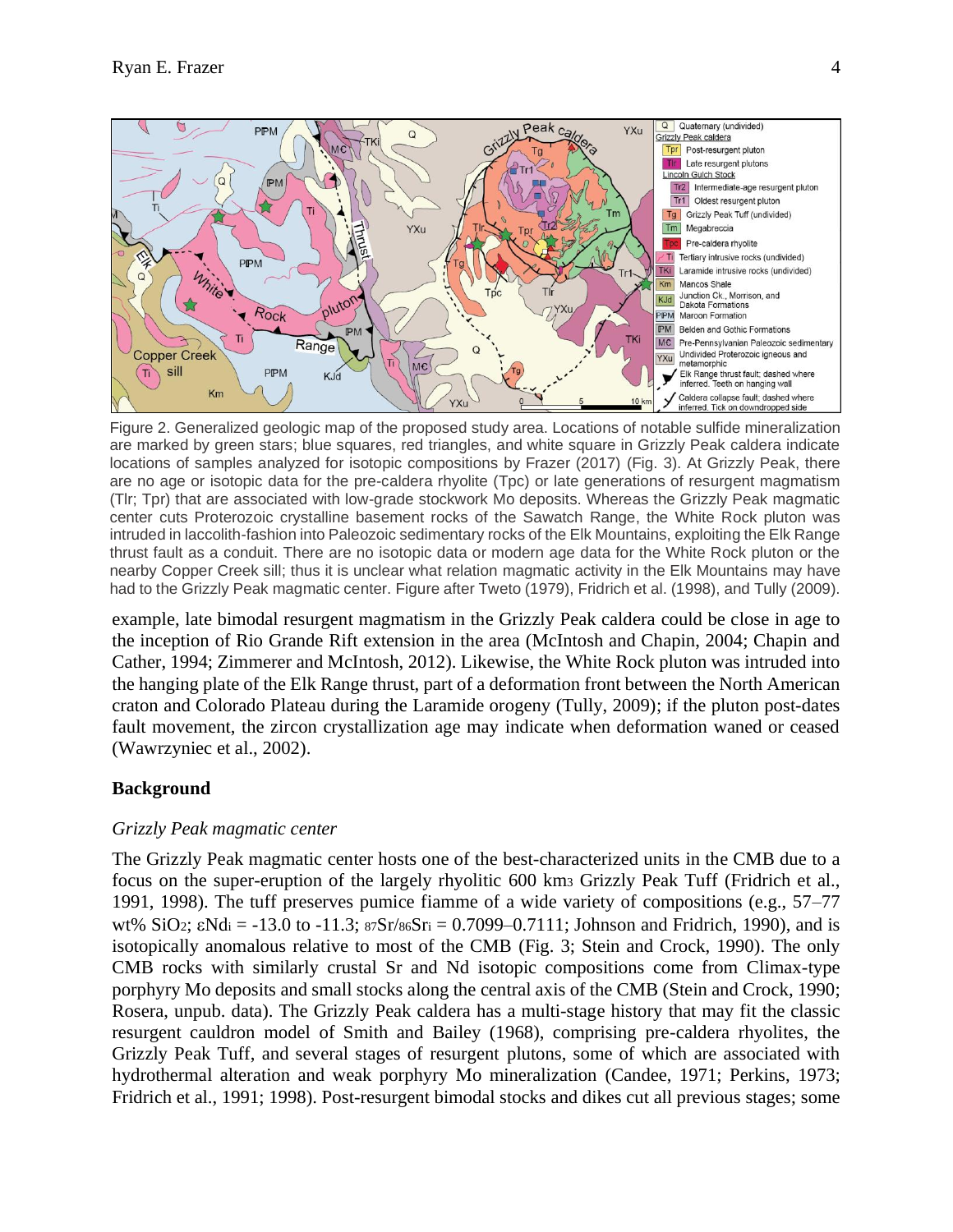Figure 2. Generalized geologic map of the proposed study area. Locations of notable sulfide mineralization are marked by green stars; blue squares, red triangles, and white square in Grizzly Peak caldera indicate locations of samples analyzed for isotopic compositions by Frazer (2017) (Fig. 3). At Grizzly Peak, there are no age or isotopic data for the pre-caldera rhyolite (Tpc) or late generations of resurgent magmatism (Tlr; Tpr) that are associated with low-grade stockwork Mo deposits. Whereas the Grizzly Peak magmatic center cuts Proterozoic crystalline basement rocks of the Sawatch Range, the White Rock pluton was intruded in laccolith-fashion into Paleozoic sedimentary rocks of the Elk Mountains, exploiting the Elk Range thrust fault as a conduit. There are no isotopic data or modern age data for the White Rock pluton or the nearby Copper Creek sill; thus it is unclear what relation magmatic activity in the Elk Mountains may have had to the Grizzly Peak magmatic center. Figure after Tweto (1979), Fridrich et al. (1998), and Tully (2009).

example, late bimodal resurgent magmatism in the Grizzly Peak caldera could be close in age to the inception of Rio Grande Rift extension in the area (McIntosh and Chapin, 2004; Chapin and Cather, 1994; Zimmerer and McIntosh, 2012). Likewise, the White Rock pluton was intruded into the hanging plate of the Elk Range thrust, part of a deformation front between the North American craton and Colorado Plateau during the Laramide orogeny (Tully, 2009); if the pluton post-dates fault movement, the zircon crystallization age may indicate when deformation waned or ceased (Wawrzyniec et al., 2002).

## Background

### *Grizzly Peak magmatic center*

The Grizzly Peak magmatic center hosts one of the best-characterized units in the CMB due to a focus on the super-eruption of the largely rhyolitic 600 $km^3$ Grizzly Peak Tuff (Fridrich et al., 1991, 1998). The tuff preserves pumice fiamme of a wide variety of compositions (e.g., 57–77 wt% $SiO_2$; $\varepsilon Nd_i = -13.0$ to $-11.3$; $^{87}Sr/^{86}Sr_i = 0.7099$–$0.7111$; Johnson and Fridrich, 1990), and is isotopically anomalous relative to most of the CMB (Fig. 3; Stein and Crock, 1990). The only CMB rocks with similarly crustal Sr and Nd isotopic compositions come from Climax-type porphyry Mo deposits and small stocks along the central axis of the CMB (Stein and Crock, 1990; Rosera, unpub. data). The Grizzly Peak caldera has a multi-stage history that may fit the classic resurgent cauldron model of Smith and Bailey (1968), comprising pre-caldera rhyolites, the Grizzly Peak Tuff, and several stages of resurgent plutons, some of which are associated with hydrothermal alteration and weak porphyry Mo mineralization (Candee, 1971; Perkins, 1973; Fridrich et al., 1991; 1998). Post-resurgent bimodal stocks and dikes cut all previous stages; some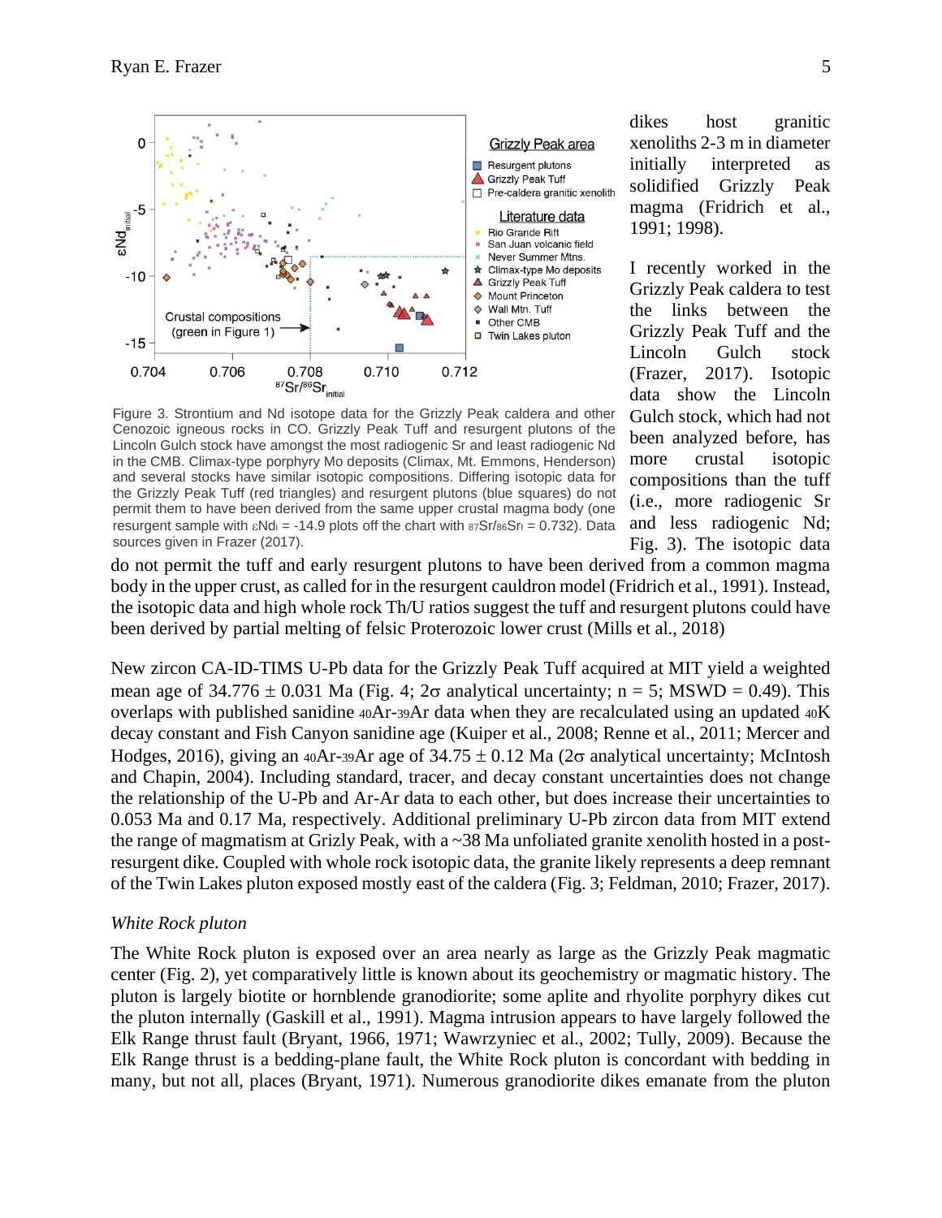Figure 3. Strontium and Nd isotope data for the Grizzly Peak caldera and other Cenozoic igneous rocks in CO. Grizzly Peak Tuff and resurgent plutons of the Lincoln Gulch stock have amongst the most radiogenic Sr and least radiogenic Nd in the CMB. Climax-type porphyry Mo deposits (Climax, Mt. Emmons, Henderson) and several stocks have similar isotopic compositions. Differing isotopic data for the Grizzly Peak Tuff (red triangles) and resurgent plutons (blue squares) do not permit them to have been derived from the same upper crustal magma body (one resurgent sample with $\varepsilon Nd_i = -14.9$ plots off the chart with $^{87}Sr/^{86}Sr_i = 0.732$). Data sources given in Frazer (2017).

dikes host granitic xenoliths 2-3 m in diameter initially interpreted as solidified Grizzly Peak magma (Fridrich et al., 1991; 1998).

I recently worked in the Grizzly Peak caldera to test the links between the Grizzly Peak Tuff and the Lincoln Gulch stock (Frazer, 2017). Isotopic data show the Lincoln Gulch stock, which had not been analyzed before, has more crustal isotopic compositions than the tuff (i.e., more radiogenic Sr and less radiogenic Nd; Fig. 3). The isotopic data do not permit the tuff and early resurgent plutons to have been derived from a common magma body in the upper crust, as called for in the resurgent cauldron model (Fridrich et al., 1991). Instead, the isotopic data and high whole rock Th/U ratios suggest the tuff and resurgent plutons could have been derived by partial melting of felsic Proterozoic lower crust (Mills et al., 2018)

New zircon CA-ID-TIMS U-Pb data for the Grizzly Peak Tuff acquired at MIT yield a weighted mean age of 34.776 ± 0.031 Ma (Fig. 4; 2σ analytical uncertainty; n = 5; MSWD = 0.49). This overlaps with published sanidine $^{40}Ar$-$^{39}Ar$ data when they are recalculated using an updated $^{40}K$ decay constant and Fish Canyon sanidine age (Kuiper et al., 2008; Renne et al., 2011; Mercer and Hodges, 2016), giving an $^{40}Ar$-$^{39}Ar$ age of 34.75 ± 0.12 Ma (2σ analytical uncertainty; McIntosh and Chapin, 2004). Including standard, tracer, and decay constant uncertainties does not change the relationship of the U-Pb and Ar-Ar data to each other, but does increase their uncertainties to 0.053 Ma and 0.17 Ma, respectively. Additional preliminary U-Pb zircon data from MIT extend the range of magmatism at Grizly Peak, with a ~38 Ma unfoliated granite xenolith hosted in a post-resurgent dike. Coupled with whole rock isotopic data, the granite likely represents a deep remnant of the Twin Lakes pluton exposed mostly east of the caldera (Fig. 3; Feldman, 2010; Frazer, 2017).

*White Rock pluton*

The White Rock pluton is exposed over an area nearly as large as the Grizzly Peak magmatic center (Fig. 2), yet comparatively little is known about its geochemistry or magmatic history. The pluton is largely biotite or hornblende granodiorite; some aplite and rhyolite porphyry dikes cut the pluton internally (Gaskill et al., 1991). Magma intrusion appears to have largely followed the Elk Range thrust fault (Bryant, 1966, 1971; Wawrzyniec et al., 2002; Tully, 2009). Because the Elk Range thrust is a bedding-plane fault, the White Rock pluton is concordant with bedding in many, but not all, places (Bryant, 1971). Numerous granodiorite dikes emanate from the pluton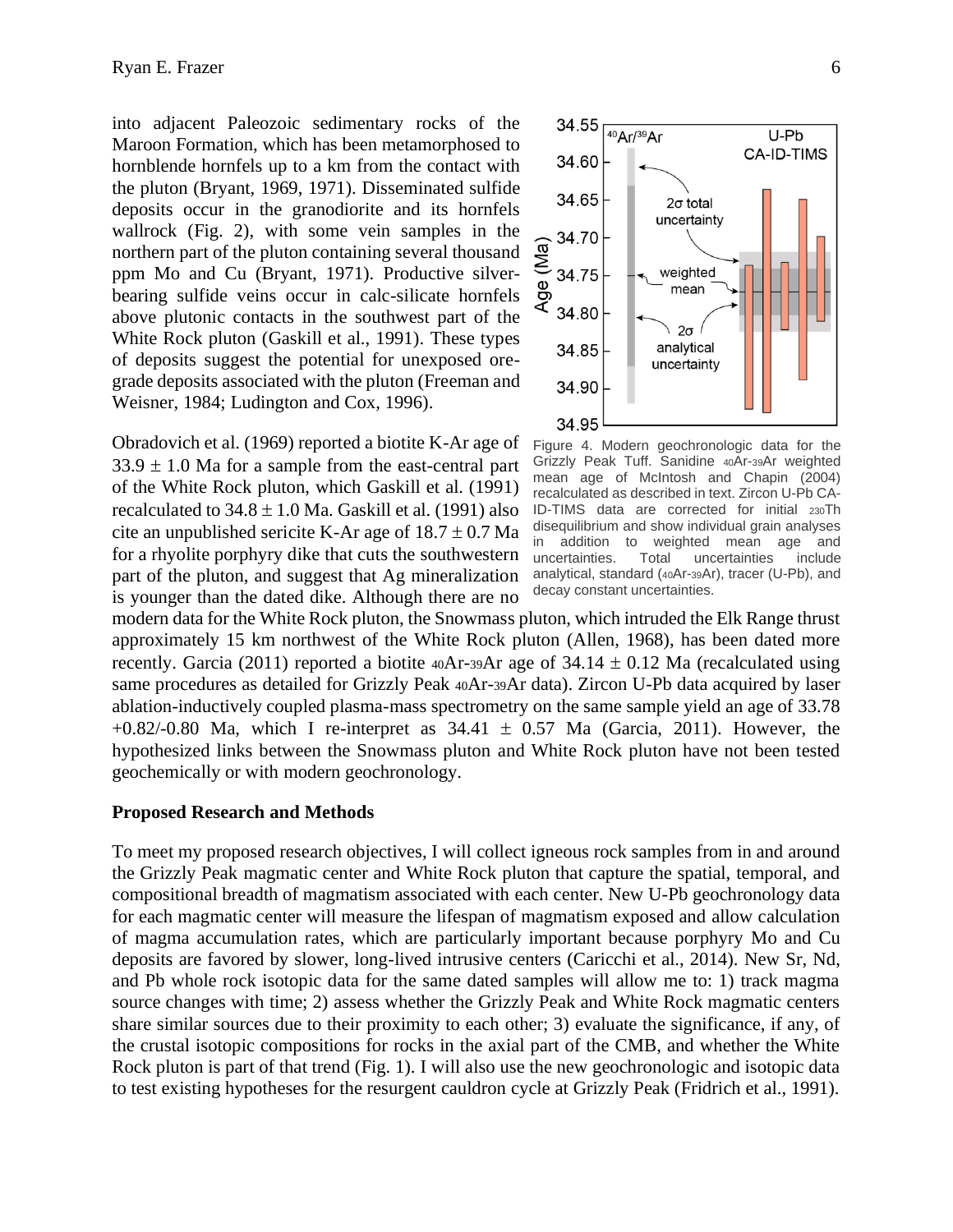into adjacent Paleozoic sedimentary rocks of the Maroon Formation, which has been metamorphosed to hornblende hornfels up to a km from the contact with the pluton (Bryant, 1969, 1971). Disseminated sulfide deposits occur in the granodiorite and its hornfels wallrock (Fig. 2), with some vein samples in the northern part of the pluton containing several thousand ppm Mo and Cu (Bryant, 1971). Productive silver-bearing sulfide veins occur in calc-silicate hornfels above plutonic contacts in the southwest part of the White Rock pluton (Gaskill et al., 1991). These types of deposits suggest the potential for unexposed ore-grade deposits associated with the pluton (Freeman and Weisner, 1984; Ludington and Cox, 1996).

Figure 4. Modern geochronologic data for the Grizzly Peak Tuff. Sanidine $^{40}Ar$-$^{39}Ar$ weighted mean age of McIntosh and Chapin (2004) recalculated as described in text. Zircon U-Pb CA-ID-TIMS data are corrected for initial $^{230}Th$ disequilibrium and show individual grain analyses in addition to weighted mean age and uncertainties. Total uncertainties include analytical, standard ($^{40}Ar$-$^{39}Ar$), tracer (U-Pb), and decay constant uncertainties.

Obradovich et al. (1969) reported a biotite K-Ar age of $33.9 \pm 1.0$ Ma for a sample from the east-central part of the White Rock pluton, which Gaskill et al. (1991) recalculated to $34.8 \pm 1.0$ Ma. Gaskill et al. (1991) also cite an unpublished sericite K-Ar age of $18.7 \pm 0.7$ Ma for a rhyolite porphyry dike that cuts the southwestern part of the pluton, and suggest that Ag mineralization is younger than the dated dike. Although there are no modern data for the White Rock pluton, the Snowmass pluton, which intruded the Elk Range thrust approximately 15 km northwest of the White Rock pluton (Allen, 1968), has been dated more recently. Garcia (2011) reported a biotite $^{40}Ar$-$^{39}Ar$ age of $34.14 \pm 0.12$ Ma (recalculated using same procedures as detailed for Grizzly Peak $^{40}Ar$-$^{39}Ar$ data). Zircon U-Pb data acquired by laser ablation-inductively coupled plasma-mass spectrometry on the same sample yield an age of 33.78 $+0.82/-0.80$ Ma, which I re-interpret as $34.41 \pm 0.57$ Ma (Garcia, 2011). However, the hypothesized links between the Snowmass pluton and White Rock pluton have not been tested geochemically or with modern geochronology.

## Proposed Research and Methods

To meet my proposed research objectives, I will collect igneous rock samples from in and around the Grizzly Peak magmatic center and White Rock pluton that capture the spatial, temporal, and compositional breadth of magmatism associated with each center. New U-Pb geochronology data for each magmatic center will measure the lifespan of magmatism exposed and allow calculation of magma accumulation rates, which are particularly important because porphyry Mo and Cu deposits are favored by slower, long-lived intrusive centers (Caricchi et al., 2014). New Sr, Nd, and Pb whole rock isotopic data for the same dated samples will allow me to: 1) track magma source changes with time; 2) assess whether the Grizzly Peak and White Rock magmatic centers share similar sources due to their proximity to each other; 3) evaluate the significance, if any, of the crustal isotopic compositions for rocks in the axial part of the CMB, and whether the White Rock pluton is part of that trend (Fig. 1). I will also use the new geochronologic and isotopic data to test existing hypotheses for the resurgent cauldron cycle at Grizzly Peak (Fridrich et al., 1991).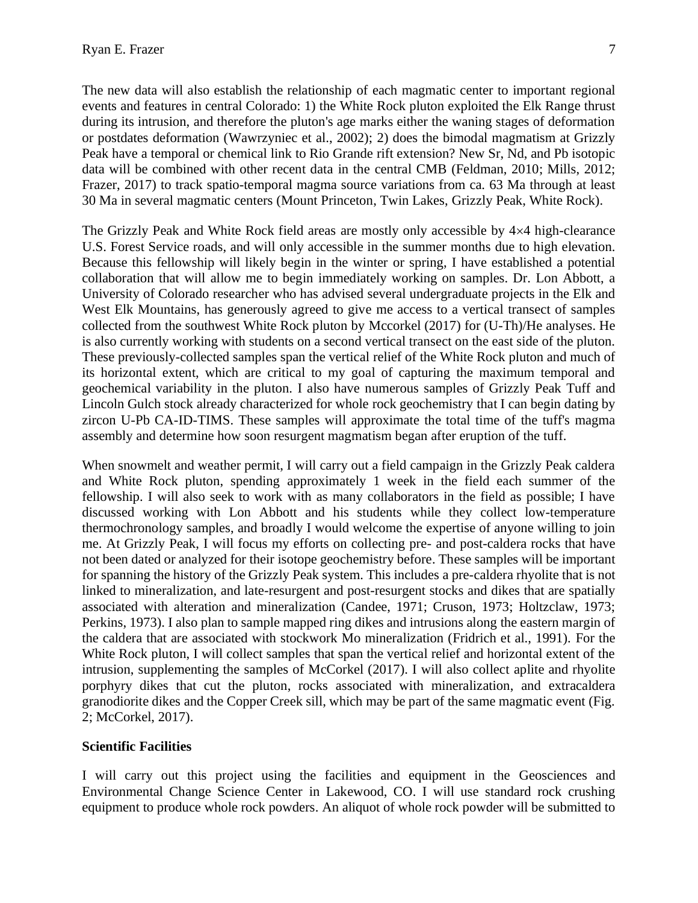The new data will also establish the relationship of each magmatic center to important regional events and features in central Colorado: 1) the White Rock pluton exploited the Elk Range thrust during its intrusion, and therefore the pluton's age marks either the waning stages of deformation or postdates deformation (Wawrzyniec et al., 2002); 2) does the bimodal magmatism at Grizzly Peak have a temporal or chemical link to Rio Grande rift extension? New Sr, Nd, and Pb isotopic data will be combined with other recent data in the central CMB (Feldman, 2010; Mills, 2012; Frazer, 2017) to track spatio-temporal magma source variations from ca. 63 Ma through at least 30 Ma in several magmatic centers (Mount Princeton, Twin Lakes, Grizzly Peak, White Rock).

The Grizzly Peak and White Rock field areas are mostly only accessible by 4×4 high-clearance U.S. Forest Service roads, and will only accessible in the summer months due to high elevation. Because this fellowship will likely begin in the winter or spring, I have established a potential collaboration that will allow me to begin immediately working on samples. Dr. Lon Abbott, a University of Colorado researcher who has advised several undergraduate projects in the Elk and West Elk Mountains, has generously agreed to give me access to a vertical transect of samples collected from the southwest White Rock pluton by Mccorkel (2017) for (U-Th)/He analyses. He is also currently working with students on a second vertical transect on the east side of the pluton. These previously-collected samples span the vertical relief of the White Rock pluton and much of its horizontal extent, which are critical to my goal of capturing the maximum temporal and geochemical variability in the pluton. I also have numerous samples of Grizzly Peak Tuff and Lincoln Gulch stock already characterized for whole rock geochemistry that I can begin dating by zircon U-Pb CA-ID-TIMS. These samples will approximate the total time of the tuff's magma assembly and determine how soon resurgent magmatism began after eruption of the tuff.

When snowmelt and weather permit, I will carry out a field campaign in the Grizzly Peak caldera and White Rock pluton, spending approximately 1 week in the field each summer of the fellowship. I will also seek to work with as many collaborators in the field as possible; I have discussed working with Lon Abbott and his students while they collect low-temperature thermochronology samples, and broadly I would welcome the expertise of anyone willing to join me. At Grizzly Peak, I will focus my efforts on collecting pre- and post-caldera rocks that have not been dated or analyzed for their isotope geochemistry before. These samples will be important for spanning the history of the Grizzly Peak system. This includes a pre-caldera rhyolite that is not linked to mineralization, and late-resurgent and post-resurgent stocks and dikes that are spatially associated with alteration and mineralization (Candee, 1971; Cruson, 1973; Holtzclaw, 1973; Perkins, 1973). I also plan to sample mapped ring dikes and intrusions along the eastern margin of the caldera that are associated with stockwork Mo mineralization (Fridrich et al., 1991). For the White Rock pluton, I will collect samples that span the vertical relief and horizontal extent of the intrusion, supplementing the samples of McCorkel (2017). I will also collect aplite and rhyolite porphyry dikes that cut the pluton, rocks associated with mineralization, and extracaldera granodiorite dikes and the Copper Creek sill, which may be part of the same magmatic event (Fig. 2; McCorkel, 2017).

**Scientific Facilities**

I will carry out this project using the facilities and equipment in the Geosciences and Environmental Change Science Center in Lakewood, CO. I will use standard rock crushing equipment to produce whole rock powders. An aliquot of whole rock powder will be submitted to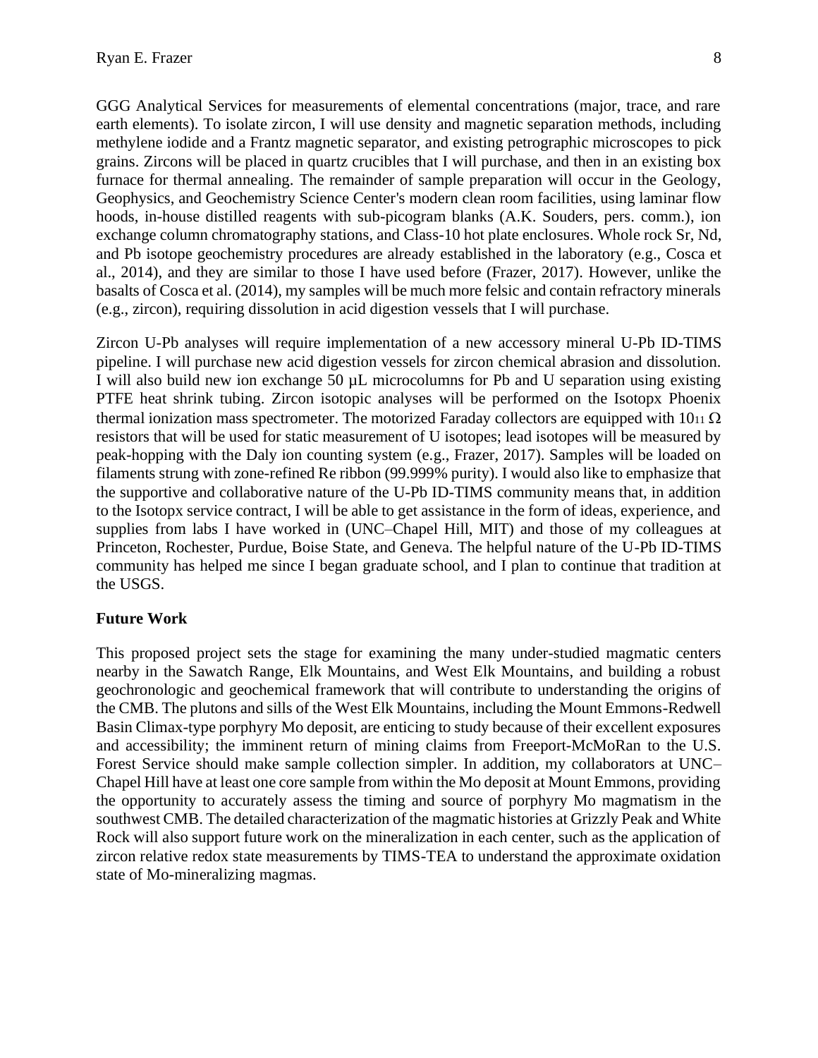GGG Analytical Services for measurements of elemental concentrations (major, trace, and rare earth elements). To isolate zircon, I will use density and magnetic separation methods, including methylene iodide and a Frantz magnetic separator, and existing petrographic microscopes to pick grains. Zircons will be placed in quartz crucibles that I will purchase, and then in an existing box furnace for thermal annealing. The remainder of sample preparation will occur in the Geology, Geophysics, and Geochemistry Science Center's modern clean room facilities, using laminar flow hoods, in-house distilled reagents with sub-picogram blanks (A.K. Souders, pers. comm.), ion exchange column chromatography stations, and Class-10 hot plate enclosures. Whole rock Sr, Nd, and Pb isotope geochemistry procedures are already established in the laboratory (e.g., Cosca et al., 2014), and they are similar to those I have used before (Frazer, 2017). However, unlike the basalts of Cosca et al. (2014), my samples will be much more felsic and contain refractory minerals (e.g., zircon), requiring dissolution in acid digestion vessels that I will purchase.

Zircon U-Pb analyses will require implementation of a new accessory mineral U-Pb ID-TIMS pipeline. I will purchase new acid digestion vessels for zircon chemical abrasion and dissolution. I will also build new ion exchange 50 µL microcolumns for Pb and U separation using existing PTFE heat shrink tubing. Zircon isotopic analyses will be performed on the Isotopx Phoenix thermal ionization mass spectrometer. The motorized Faraday collectors are equipped with $10^{11}$ Ω resistors that will be used for static measurement of U isotopes; lead isotopes will be measured by peak-hopping with the Daly ion counting system (e.g., Frazer, 2017). Samples will be loaded on filaments strung with zone-refined Re ribbon (99.999% purity). I would also like to emphasize that the supportive and collaborative nature of the U-Pb ID-TIMS community means that, in addition to the Isotopx service contract, I will be able to get assistance in the form of ideas, experience, and supplies from labs I have worked in (UNC–Chapel Hill, MIT) and those of my colleagues at Princeton, Rochester, Purdue, Boise State, and Geneva. The helpful nature of the U-Pb ID-TIMS community has helped me since I began graduate school, and I plan to continue that tradition at the USGS.

**Future Work**

This proposed project sets the stage for examining the many under-studied magmatic centers nearby in the Sawatch Range, Elk Mountains, and West Elk Mountains, and building a robust geochronologic and geochemical framework that will contribute to understanding the origins of the CMB. The plutons and sills of the West Elk Mountains, including the Mount Emmons-Redwell Basin Climax-type porphyry Mo deposit, are enticing to study because of their excellent exposures and accessibility; the imminent return of mining claims from Freeport-McMoRan to the U.S. Forest Service should make sample collection simpler. In addition, my collaborators at UNC–Chapel Hill have at least one core sample from within the Mo deposit at Mount Emmons, providing the opportunity to accurately assess the timing and source of porphyry Mo magmatism in the southwest CMB. The detailed characterization of the magmatic histories at Grizzly Peak and White Rock will also support future work on the mineralization in each center, such as the application of zircon relative redox state measurements by TIMS-TEA to understand the approximate oxidation state of Mo-mineralizing magmas.